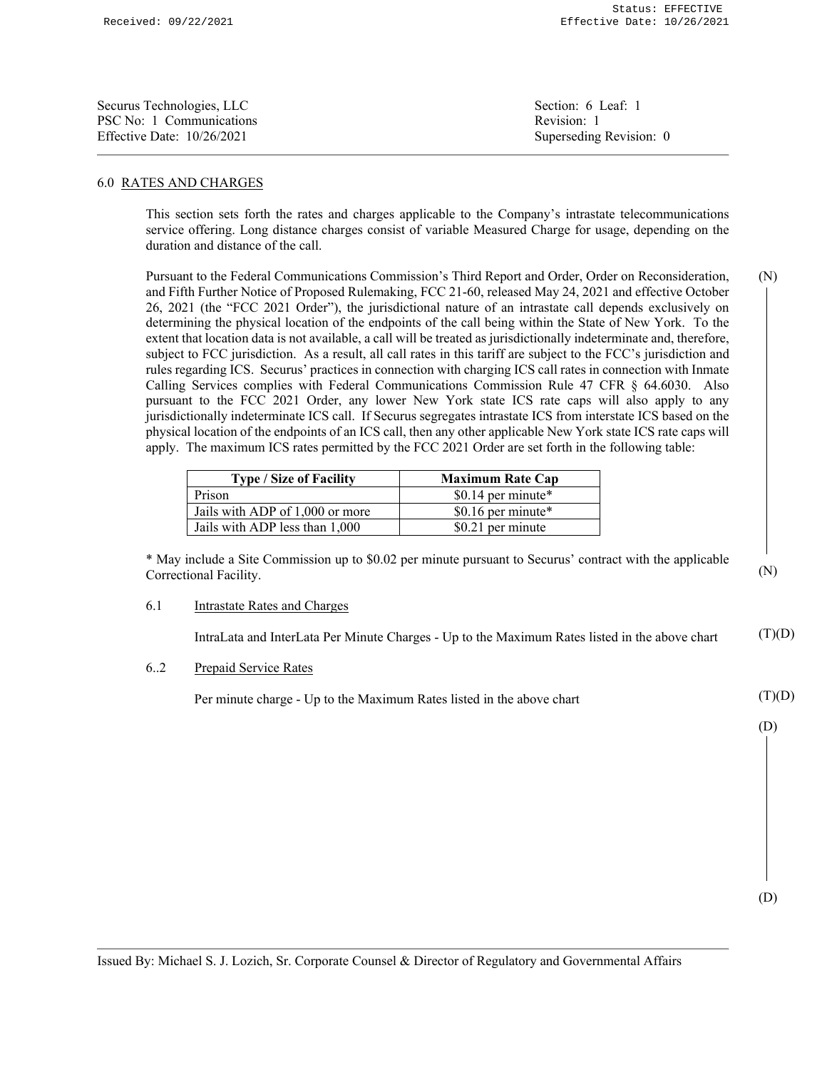Securus Technologies, LLC
PSC No: 1 Communications
Effective Date: 10/26/2021

Section: 6 Leaf: 1
Revision: 1
Superseding Revision: 0

## 6.0 RATES AND CHARGES

This section sets forth the rates and charges applicable to the Company's intrastate telecommunications service offering. Long distance charges consist of variable Measured Charge for usage, depending on the duration and distance of the call.

(N)

Pursuant to the Federal Communications Commission's Third Report and Order, Order on Reconsideration, and Fifth Further Notice of Proposed Rulemaking, FCC 21-60, released May 24, 2021 and effective October 26, 2021 (the "FCC 2021 Order"), the jurisdictional nature of an intrastate call depends exclusively on determining the physical location of the endpoints of the call being within the State of New York. To the extent that location data is not available, a call will be treated as jurisdictionally indeterminate and, therefore, subject to FCC jurisdiction. As a result, all call rates in this tariff are subject to the FCC's jurisdiction and rules regarding ICS. Securus' practices in connection with charging ICS call rates in connection with Inmate Calling Services complies with Federal Communications Commission Rule 47 CFR § 64.6030. Also pursuant to the FCC 2021 Order, any lower New York state ICS rate caps will also apply to any jurisdictionally indeterminate ICS call. If Securus segregates intrastate ICS from interstate ICS based on the physical location of the endpoints of an ICS call, then any other applicable New York state ICS rate caps will apply. The maximum ICS rates permitted by the FCC 2021 Order are set forth in the following table:

| Type / Size of Facility | Maximum Rate Cap |
|---|---|
| Prison | $0.14 per minute* |
| Jails with ADP of 1,000 or more | $0.16 per minute* |
| Jails with ADP less than 1,000 | $0.21 per minute |

* May include a Site Commission up to $0.02 per minute pursuant to Securus' contract with the applicable Correctional Facility.

(N)

6.1 Intrastate Rates and Charges

IntraLata and InterLata Per Minute Charges - Up to the Maximum Rates listed in the above chart (T)(D)

6..2 Prepaid Service Rates

Per minute charge - Up to the Maximum Rates listed in the above chart (T)(D)

(D)

(D)

Issued By: Michael S. J. Lozich, Sr. Corporate Counsel & Director of Regulatory and Governmental Affairs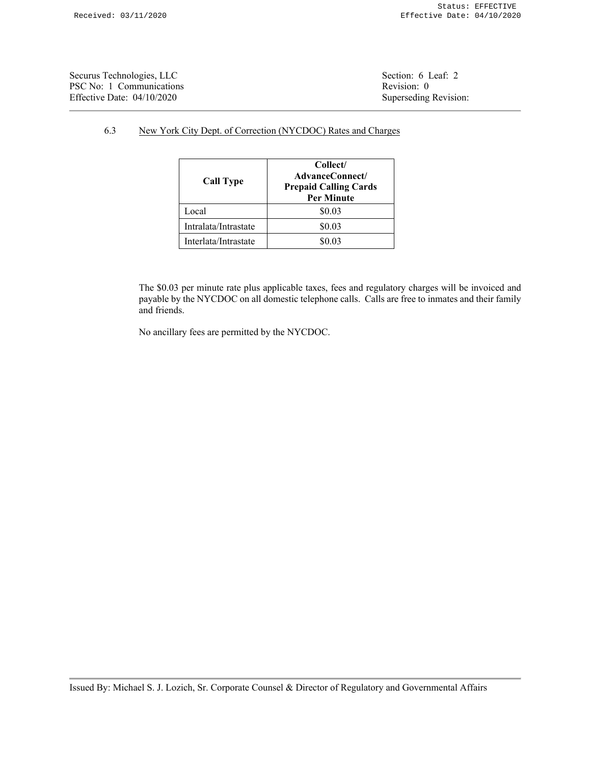## 6.3 New York City Dept. of Correction (NYCDOC) Rates and Charges

| Call Type | Collect/ AdvanceConnect/ Prepaid Calling Cards Per Minute |
|---|---|
| Local | $0.03 |
| Intralata/Intrastate | $0.03 |
| Interlata/Intrastate | $0.03 |

The $0.03 per minute rate plus applicable taxes, fees and regulatory charges will be invoiced and payable by the NYCDOC on all domestic telephone calls. Calls are free to inmates and their family and friends.

No ancillary fees are permitted by the NYCDOC.